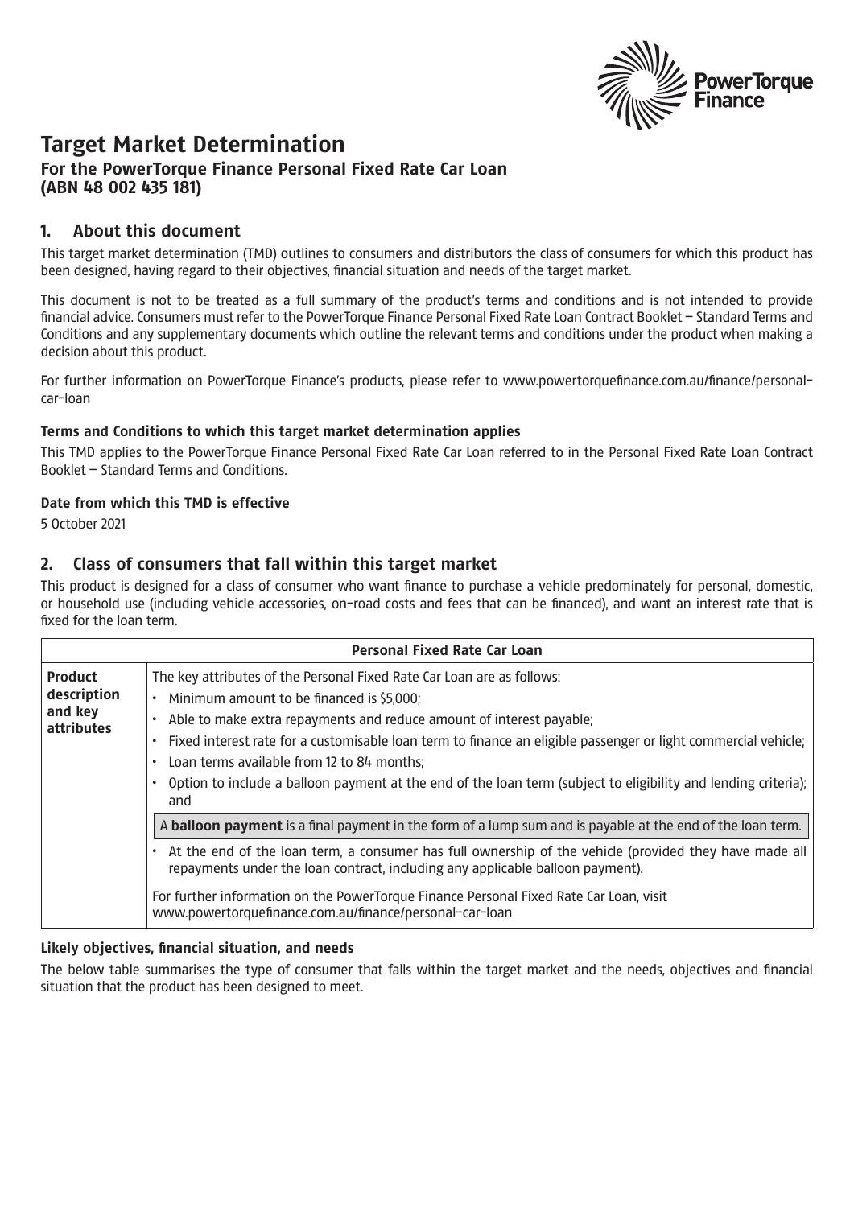# Target Market Determination

## For the PowerTorque Finance Personal Fixed Rate Car Loan (ABN 48 002 435 181)

## 1. About this document

This target market determination (TMD) outlines to consumers and distributors the class of consumers for which this product has been designed, having regard to their objectives, financial situation and needs of the target market.

This document is not to be treated as a full summary of the product's terms and conditions and is not intended to provide financial advice. Consumers must refer to the PowerTorque Finance Personal Fixed Rate Loan Contract Booklet – Standard Terms and Conditions and any supplementary documents which outline the relevant terms and conditions under the product when making a decision about this product.

For further information on PowerTorque Finance's products, please refer to www.powertorquefinance.com.au/finance/personal-car-loan

### Terms and Conditions to which this target market determination applies

This TMD applies to the PowerTorque Finance Personal Fixed Rate Car Loan referred to in the Personal Fixed Rate Loan Contract Booklet – Standard Terms and Conditions.

### Date from which this TMD is effective

5 October 2021

## 2. Class of consumers that fall within this target market

This product is designed for a class of consumer who want finance to purchase a vehicle predominately for personal, domestic, or household use (including vehicle accessories, on-road costs and fees that can be financed), and want an interest rate that is fixed for the loan term.

| Personal Fixed Rate Car Loan | |
|---|---|
| **Product description and key attributes** | The key attributes of the Personal Fixed Rate Car Loan are as follows:<br>• Minimum amount to be financed is $5,000;<br>• Able to make extra repayments and reduce amount of interest payable;<br>• Fixed interest rate for a customisable loan term to finance an eligible passenger or light commercial vehicle;<br>• Loan terms available from 12 to 84 months;<br>• Option to include a balloon payment at the end of the loan term (subject to eligibility and lending criteria); and<br>A **balloon payment** is a final payment in the form of a lump sum and is payable at the end of the loan term.<br>• At the end of the loan term, a consumer has full ownership of the vehicle (provided they have made all repayments under the loan contract, including any applicable balloon payment).<br>For further information on the PowerTorque Finance Personal Fixed Rate Car Loan, visit www.powertorquefinance.com.au/finance/personal-car-loan |

### Likely objectives, financial situation, and needs

The below table summarises the type of consumer that falls within the target market and the needs, objectives and financial situation that the product has been designed to meet.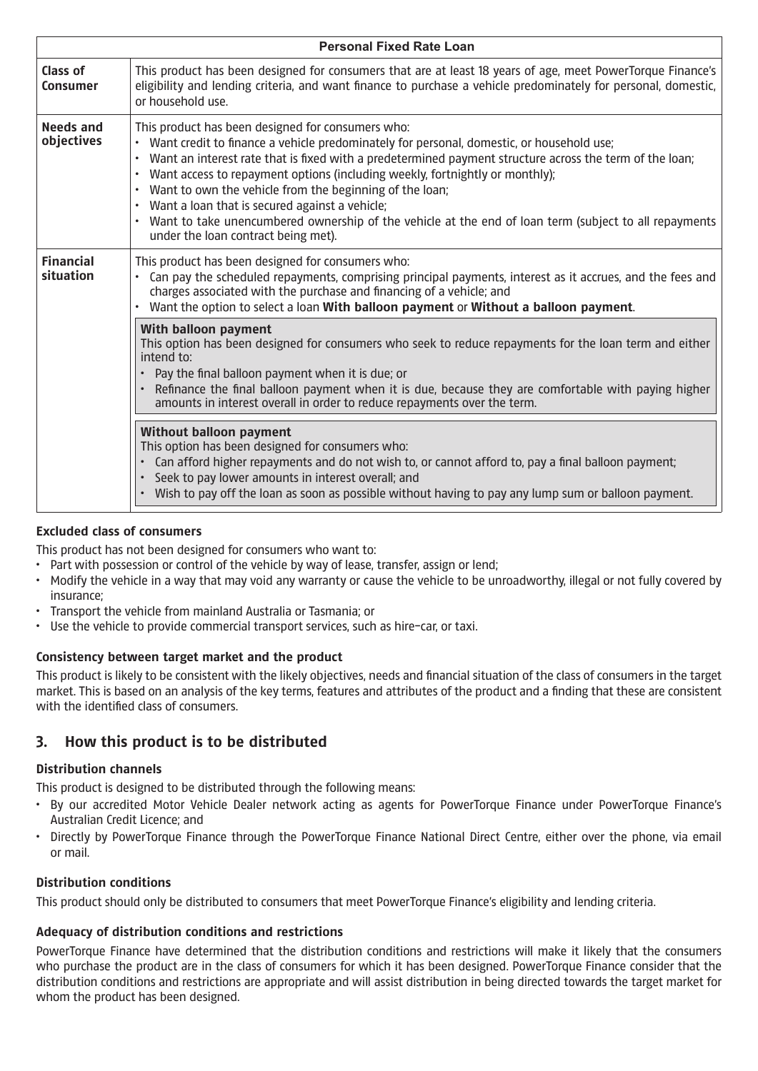| Personal Fixed Rate Loan | |
|---|---|
| **Class of Consumer** | This product has been designed for consumers that are at least 18 years of age, meet PowerTorque Finance's eligibility and lending criteria, and want finance to purchase a vehicle predominately for personal, domestic, or household use. |
| **Needs and objectives** | This product has been designed for consumers who:<br>• Want credit to finance a vehicle predominately for personal, domestic, or household use;<br>• Want an interest rate that is fixed with a predetermined payment structure across the term of the loan;<br>• Want access to repayment options (including weekly, fortnightly or monthly);<br>• Want to own the vehicle from the beginning of the loan;<br>• Want a loan that is secured against a vehicle;<br>• Want to take unencumbered ownership of the vehicle at the end of loan term (subject to all repayments under the loan contract being met). |
| **Financial situation** | This product has been designed for consumers who:<br>• Can pay the scheduled repayments, comprising principal payments, interest as it accrues, and the fees and charges associated with the purchase and financing of a vehicle; and<br>• Want the option to select a loan **With balloon payment** or **Without a balloon payment**.<br><br>**With balloon payment**<br>This option has been designed for consumers who seek to reduce repayments for the loan term and either intend to:<br>• Pay the final balloon payment when it is due; or<br>• Refinance the final balloon payment when it is due, because they are comfortable with paying higher amounts in interest overall in order to reduce repayments over the term.<br><br>**Without balloon payment**<br>This option has been designed for consumers who:<br>• Can afford higher repayments and do not wish to, or cannot afford to, pay a final balloon payment;<br>• Seek to pay lower amounts in interest overall; and<br>• Wish to pay off the loan as soon as possible without having to pay any lump sum or balloon payment. |

#### Excluded class of consumers

This product has not been designed for consumers who want to:

- Part with possession or control of the vehicle by way of lease, transfer, assign or lend;
- Modify the vehicle in a way that may void any warranty or cause the vehicle to be unroadworthy, illegal or not fully covered by insurance;
- Transport the vehicle from mainland Australia or Tasmania; or
- Use the vehicle to provide commercial transport services, such as hire–car, or taxi.

#### Consistency between target market and the product

This product is likely to be consistent with the likely objectives, needs and financial situation of the class of consumers in the target market. This is based on an analysis of the key terms, features and attributes of the product and a finding that these are consistent with the identified class of consumers.

## 3. How this product is to be distributed

#### Distribution channels

This product is designed to be distributed through the following means:

- By our accredited Motor Vehicle Dealer network acting as agents for PowerTorque Finance under PowerTorque Finance's Australian Credit Licence; and
- Directly by PowerTorque Finance through the PowerTorque Finance National Direct Centre, either over the phone, via email or mail.

#### Distribution conditions

This product should only be distributed to consumers that meet PowerTorque Finance's eligibility and lending criteria.

#### Adequacy of distribution conditions and restrictions

PowerTorque Finance have determined that the distribution conditions and restrictions will make it likely that the consumers who purchase the product are in the class of consumers for which it has been designed. PowerTorque Finance consider that the distribution conditions and restrictions are appropriate and will assist distribution in being directed towards the target market for whom the product has been designed.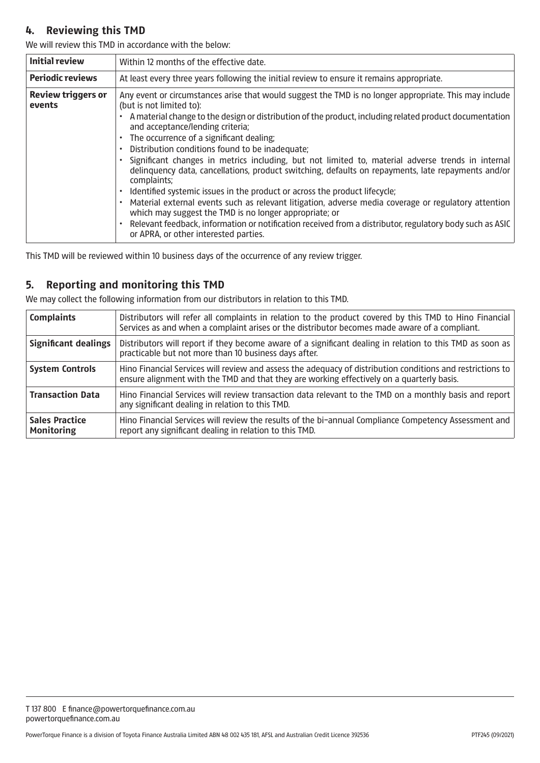## 4. Reviewing this TMD

We will review this TMD in accordance with the below:

| | |
|---|---|
| **Initial review** | Within 12 months of the effective date. |
| **Periodic reviews** | At least every three years following the initial review to ensure it remains appropriate. |
| **Review triggers or events** | Any event or circumstances arise that would suggest the TMD is no longer appropriate. This may include (but is not limited to):<br>• A material change to the design or distribution of the product, including related product documentation and acceptance/lending criteria;<br>• The occurrence of a significant dealing;<br>• Distribution conditions found to be inadequate;<br>• Significant changes in metrics including, but not limited to, material adverse trends in internal delinquency data, cancellations, product switching, defaults on repayments, late repayments and/or complaints;<br>• Identified systemic issues in the product or across the product lifecycle;<br>• Material external events such as relevant litigation, adverse media coverage or regulatory attention which may suggest the TMD is no longer appropriate; or<br>• Relevant feedback, information or notification received from a distributor, regulatory body such as ASIC or APRA, or other interested parties. |

This TMD will be reviewed within 10 business days of the occurrence of any review trigger.

## 5. Reporting and monitoring this TMD

We may collect the following information from our distributors in relation to this TMD.

| | |
|---|---|
| **Complaints** | Distributors will refer all complaints in relation to the product covered by this TMD to Hino Financial Services as and when a complaint arises or the distributor becomes made aware of a compliant. |
| **Significant dealings** | Distributors will report if they become aware of a significant dealing in relation to this TMD as soon as practicable but not more than 10 business days after. |
| **System Controls** | Hino Financial Services will review and assess the adequacy of distribution conditions and restrictions to ensure alignment with the TMD and that they are working effectively on a quarterly basis. |
| **Transaction Data** | Hino Financial Services will review transaction data relevant to the TMD on a monthly basis and report any significant dealing in relation to this TMD. |
| **Sales Practice Monitoring** | Hino Financial Services will review the results of the bi-annual Compliance Competency Assessment and report any significant dealing in relation to this TMD. |

T 137 800 E finance@powertorquefinance.com.au
powertorquefinance.com.au

PowerTorque Finance is a division of Toyota Finance Australia Limited ABN 48 002 435 181, AFSL and Australian Credit Licence 392536 PTF245 (09/2021)